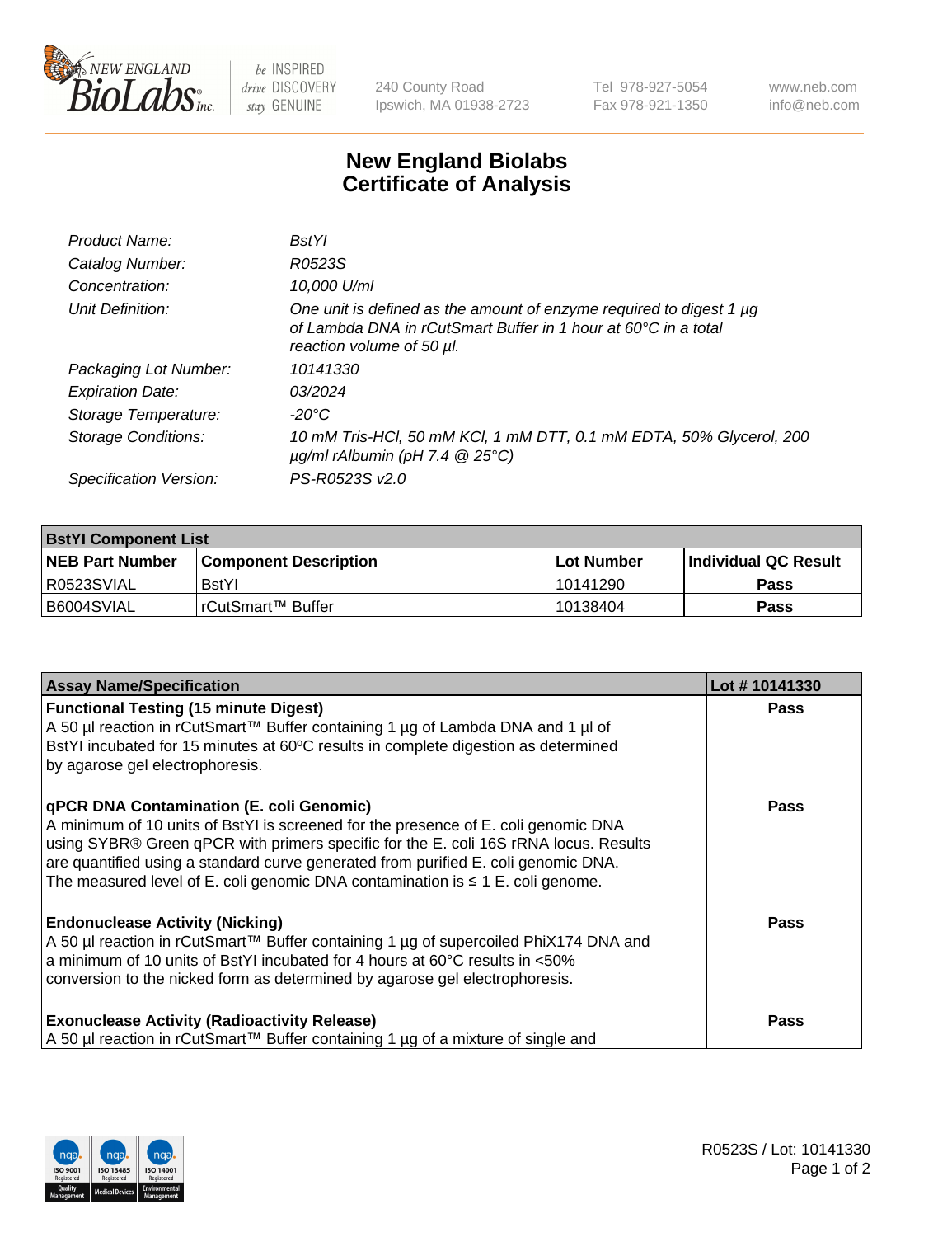# New England Biolabs Certificate of Analysis

| | |
|---|---|
| *Product Name:* | *BstYI* |
| *Catalog Number:* | *R0523S* |
| *Concentration:* | *10,000 U/ml* |
| *Unit Definition:* | *One unit is defined as the amount of enzyme required to digest 1 µg of Lambda DNA in rCutSmart Buffer in 1 hour at 60°C in a total reaction volume of 50 µl.* |
| *Packaging Lot Number:* | *10141330* |
| *Expiration Date:* | *03/2024* |
| *Storage Temperature:* | *-20°C* |
| *Storage Conditions:* | *10 mM Tris-HCl, 50 mM KCl, 1 mM DTT, 0.1 mM EDTA, 50% Glycerol, 200 µg/ml rAlbumin (pH 7.4 @ 25°C)* |
| *Specification Version:* | *PS-R0523S v2.0* |

| **BstYI Component List** | | | |
|---|---|---|---|
| **NEB Part Number** | **Component Description** | **Lot Number** | **Individual QC Result** |
| R0523SVIAL | BstYI | 10141290 | **Pass** |
| B6004SVIAL | rCutSmart™ Buffer | 10138404 | **Pass** |

| **Assay Name/Specification** | **Lot # 10141330** |
|---|---|
| **Functional Testing (15 minute Digest)** A 50 µl reaction in rCutSmart™ Buffer containing 1 µg of Lambda DNA and 1 µl of BstYI incubated for 15 minutes at 60ºC results in complete digestion as determined by agarose gel electrophoresis. | **Pass** |
| **qPCR DNA Contamination (E. coli Genomic)** A minimum of 10 units of BstYI is screened for the presence of E. coli genomic DNA using SYBR® Green qPCR with primers specific for the E. coli 16S rRNA locus. Results are quantified using a standard curve generated from purified E. coli genomic DNA. The measured level of E. coli genomic DNA contamination is ≤ 1 E. coli genome. | **Pass** |
| **Endonuclease Activity (Nicking)** A 50 µl reaction in rCutSmart™ Buffer containing 1 µg of supercoiled PhiX174 DNA and a minimum of 10 units of BstYI incubated for 4 hours at 60°C results in <50% conversion to the nicked form as determined by agarose gel electrophoresis. | **Pass** |
| **Exonuclease Activity (Radioactivity Release)** A 50 µl reaction in rCutSmart™ Buffer containing 1 µg of a mixture of single and | **Pass** |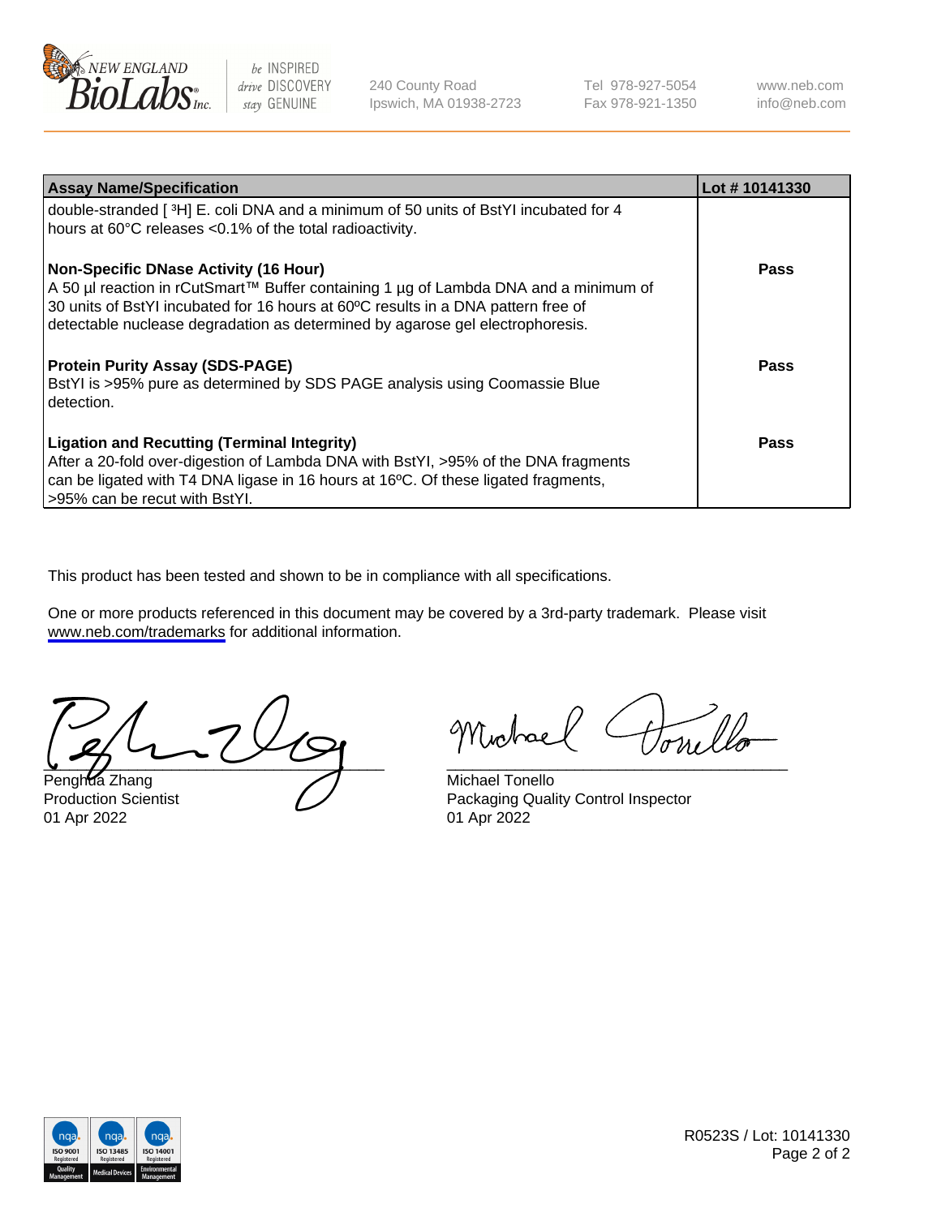| Assay Name/Specification | Lot # 10141330 |
|---|---|
| double-stranded [ $^3$H] E. coli DNA and a minimum of 50 units of BstYI incubated for 4 hours at 60°C releases <0.1% of the total radioactivity. | |
| **Non-Specific DNase Activity (16 Hour)**<br>A 50 µl reaction in rCutSmart™ Buffer containing 1 µg of Lambda DNA and a minimum of 30 units of BstYI incubated for 16 hours at 60ºC results in a DNA pattern free of detectable nuclease degradation as determined by agarose gel electrophoresis. | **Pass** |
| **Protein Purity Assay (SDS-PAGE)**<br>BstYI is >95% pure as determined by SDS PAGE analysis using Coomassie Blue detection. | **Pass** |
| **Ligation and Recutting (Terminal Integrity)**<br>After a 20-fold over-digestion of Lambda DNA with BstYI, >95% of the DNA fragments can be ligated with T4 DNA ligase in 16 hours at 16ºC. Of these ligated fragments, >95% can be recut with BstYI. | **Pass** |

This product has been tested and shown to be in compliance with all specifications.

One or more products referenced in this document may be covered by a 3rd-party trademark. Please visit www.neb.com/trademarks for additional information.

Penghua Zhang
Production Scientist
01 Apr 2022

Michael Tonello
Packaging Quality Control Inspector
01 Apr 2022

R0523S / Lot: 10141330